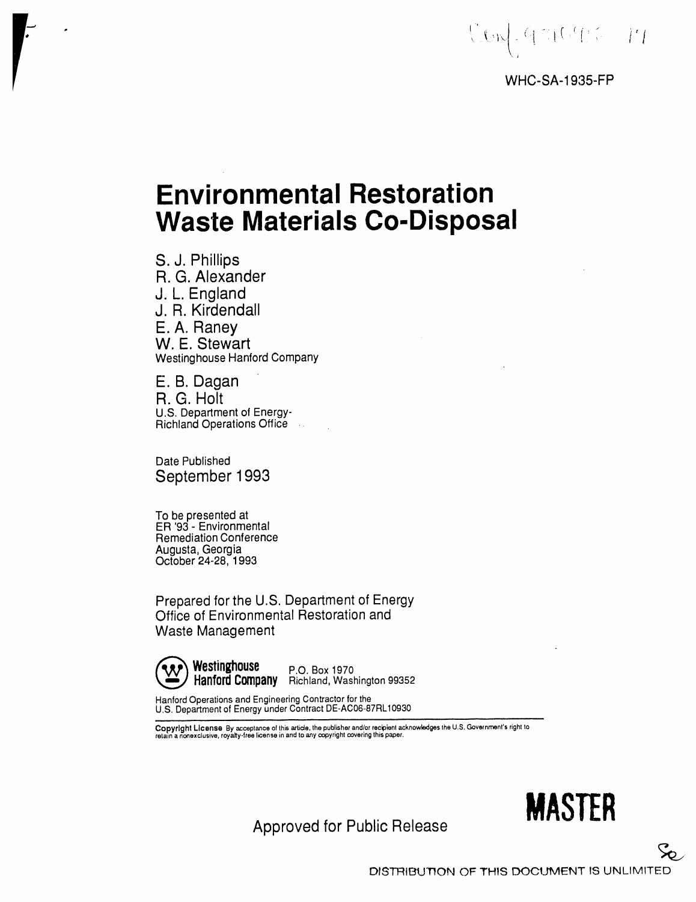CONF-931093--17

WHC-SA-1935-FP

# Environmental Restoration Waste Materials Co-Disposal

S. J. Phillips
R. G. Alexander
J. L. England
J. R. Kirdendall
E. A. Raney
W. E. Stewart
Westinghouse Hanford Company

E. B. Dagan
R. G. Holt
U.S. Department of Energy-
Richland Operations Office

Date Published
September 1993

To be presented at
ER '93 - Environmental
Remediation Conference
Augusta, Georgia
October 24-28, 1993

Prepared for the U.S. Department of Energy
Office of Environmental Restoration and
Waste Management

**Westinghouse Hanford Company** P.O. Box 1970
Richland, Washington 99352

Hanford Operations and Engineering Contractor for the
U.S. Department of Energy under Contract DE-AC06-87RL10930

**Copyright License** By acceptance of this article, the publisher and/or recipient acknowledges the U.S. Government's right to retain a nonexclusive, royalty-free license in and to any copyright covering this paper.

Approved for Public Release

**MASTER**

DISTRIBUTION OF THIS DOCUMENT IS UNLIMITED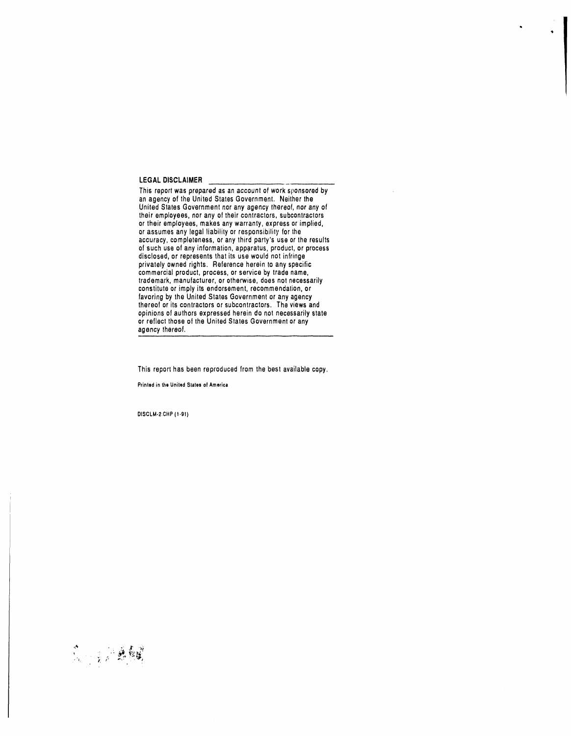**LEGAL DISCLAIMER**

This report was prepared as an account of work sponsored by an agency of the United States Government. Neither the United States Government nor any agency thereof, nor any of their employees, nor any of their contractors, subcontractors or their employees, makes any warranty, express or implied, or assumes any legal liability or responsibility for the accuracy, completeness, or any third party's use or the results of such use of any information, apparatus, product, or process disclosed, or represents that its use would not infringe privately owned rights. Reference herein to any specific commercial product, process, or service by trade name, trademark, manufacturer, or otherwise, does not necessarily constitute or imply its endorsement, recommendation, or favoring by the United States Government or any agency thereof or its contractors or subcontractors. The views and opinions of authors expressed herein do not necessarily state or reflect those of the United States Government or any agency thereof.

This report has been reproduced from the best available copy.

Printed in the United States of America

DISCLM-2.CHP (1-91)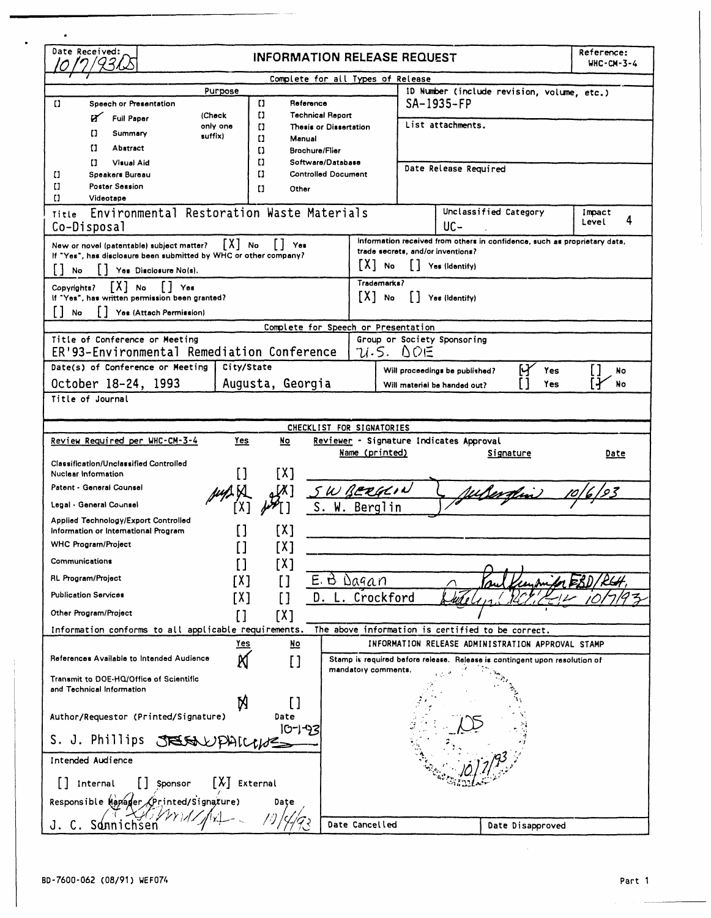| Date Received: 10/7/93 DS | INFORMATION RELEASE REQUEST | Reference: WHC-CM-3-4 |
|---|---|---|

**Complete for all Types of Release**

| Purpose | | ID Number (include revision, volume, etc.) |
|---|---|---|
| [] Speech or Presentation | [] Reference | SA-1935-FP |
| [X] Full Paper (Check only one suffix) | [] Technical Report | List attachments. |
| [] Summary | [] Thesis or Dissertation | |
| [] Abstract | [] Manual | |
| [] Visual Aid | [] Brochure/Flier | |
| [] Speakers Bureau | [] Software/Database | Date Release Required |
| [] Poster Session | [] Controlled Document | |
| [] Videotape | [] Other | |

| Title: Environmental Restoration Waste Materials Co-Disposal | Unclassified Category: UC- | Impact Level: 4 |
|---|---|---|

New or novel (patentable) subject matter? [X] No [ ] Yes
If "Yes", has disclosure been submitted by WHC or other company?
[ ] No [ ] Yes Disclosure No(s).

Information received from others in confidence, such as proprietary data, trade secrets, and/or inventions?
[X] No [ ] Yes (Identify)

Copyrights? [X] No [ ] Yes
If "Yes", has written permission been granted?
[ ] No [ ] Yes (Attach Permission)

Trademarks?
[X] No [ ] Yes (Identify)

**Complete for Speech or Presentation**

| Title of Conference or Meeting | | Group or Society Sponsoring |
|---|---|---|
| ER'93-Environmental Remediation Conference | | U.S. DOE |
| Date(s) of Conference or Meeting | City/State | Will proceedings be published? [X] Yes [ ] No |
| October 18-24, 1993 | Augusta, Georgia | Will material be handed out? [ ] Yes [X] No |

Title of Journal

**CHECKLIST FOR SIGNATORIES**

| Review Required per WHC-CM-3-4 | Yes | No | Reviewer - Signature Indicates Approval Name (printed) | Signature | Date |
|---|---|---|---|---|---|
| Classification/Unclassified Controlled Nuclear Information | [] | [X] | | | |
| Patent - General Counsel | [X] | [X] | S W Berglin | *signature* | 10/6/93 |
| Legal - General Counsel | [X] | [] | S. W. Berglin | | |
| Applied Technology/Export Controlled Information or International Program | [] | [X] | | | |
| WHC Program/Project | [] | [X] | | | |
| Communications | [] | [X] | | | |
| RL Program/Project | [X] | [] | E. B. Dagan | Paul Kruger for EBD/RL | |
| Publication Services | [X] | [] | D. L. Crockford | *signature* | 10/7/93 |
| Other Program/Project | [] | [X] | | | |

Information conforms to all applicable requirements. The above information is certified to be correct.

| | Yes | No |
|---|---|---|
| References Available to Intended Audience | [X] | [] |
| Transmit to DOE-HQ/Office of Scientific and Technical Information | [X] | [] |

**INFORMATION RELEASE ADMINISTRATION APPROVAL STAMP**

Stamp is required before release. Release is contingent upon resolution of mandatory comments.

DS 10/7/93

Author/Requestor (Printed/Signature): S. J. Phillips *signature* Date: 10-1-93

Intended Audience: [ ] Internal [ ] Sponsor [X] External

Responsible Manager (Printed/Signature): J. C. Sonnichsen *signature* Date: 10/4/93

Date Cancelled | Date Disapproved

BD-7600-062 (08/91) WEF074 Part 1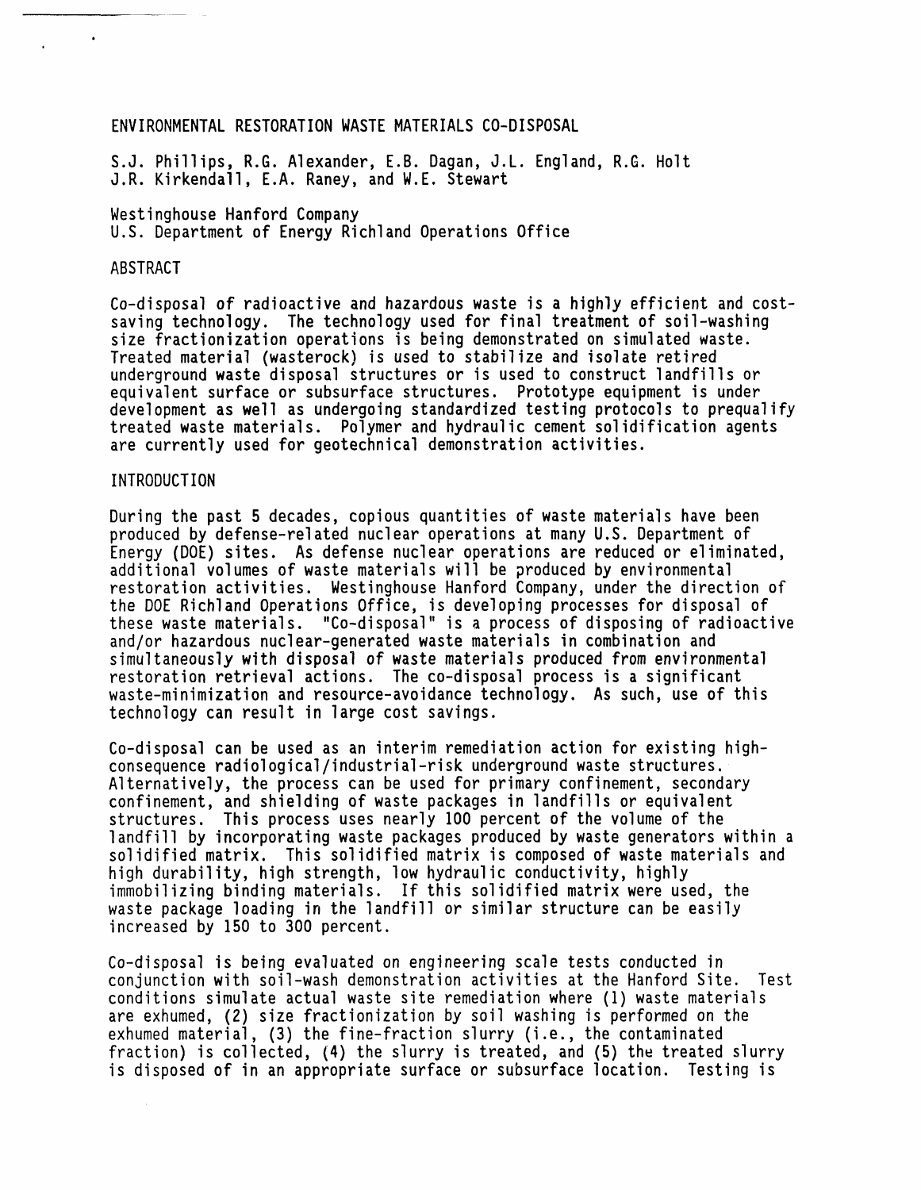# ENVIRONMENTAL RESTORATION WASTE MATERIALS CO-DISPOSAL

S.J. Phillips, R.G. Alexander, E.B. Dagan, J.L. England, R.G. Holt
J.R. Kirkendall, E.A. Raney, and W.E. Stewart

Westinghouse Hanford Company
U.S. Department of Energy Richland Operations Office

## ABSTRACT

Co-disposal of radioactive and hazardous waste is a highly efficient and cost-saving technology. The technology used for final treatment of soil-washing size fractionization operations is being demonstrated on simulated waste. Treated material (wasterock) is used to stabilize and isolate retired underground waste disposal structures or is used to construct landfills or equivalent surface or subsurface structures. Prototype equipment is under development as well as undergoing standardized testing protocols to prequalify treated waste materials. Polymer and hydraulic cement solidification agents are currently used for geotechnical demonstration activities.

## INTRODUCTION

During the past 5 decades, copious quantities of waste materials have been produced by defense-related nuclear operations at many U.S. Department of Energy (DOE) sites. As defense nuclear operations are reduced or eliminated, additional volumes of waste materials will be produced by environmental restoration activities. Westinghouse Hanford Company, under the direction of the DOE Richland Operations Office, is developing processes for disposal of these waste materials. "Co-disposal" is a process of disposing of radioactive and/or hazardous nuclear-generated waste materials in combination and simultaneously with disposal of waste materials produced from environmental restoration retrieval actions. The co-disposal process is a significant waste-minimization and resource-avoidance technology. As such, use of this technology can result in large cost savings.

Co-disposal can be used as an interim remediation action for existing high-consequence radiological/industrial-risk underground waste structures. Alternatively, the process can be used for primary confinement, secondary confinement, and shielding of waste packages in landfills or equivalent structures. This process uses nearly 100 percent of the volume of the landfill by incorporating waste packages produced by waste generators within a solidified matrix. This solidified matrix is composed of waste materials and high durability, high strength, low hydraulic conductivity, highly immobilizing binding materials. If this solidified matrix were used, the waste package loading in the landfill or similar structure can be easily increased by 150 to 300 percent.

Co-disposal is being evaluated on engineering scale tests conducted in conjunction with soil-wash demonstration activities at the Hanford Site. Test conditions simulate actual waste site remediation where (1) waste materials are exhumed, (2) size fractionization by soil washing is performed on the exhumed material, (3) the fine-fraction slurry (i.e., the contaminated fraction) is collected, (4) the slurry is treated, and (5) the treated slurry is disposed of in an appropriate surface or subsurface location. Testing is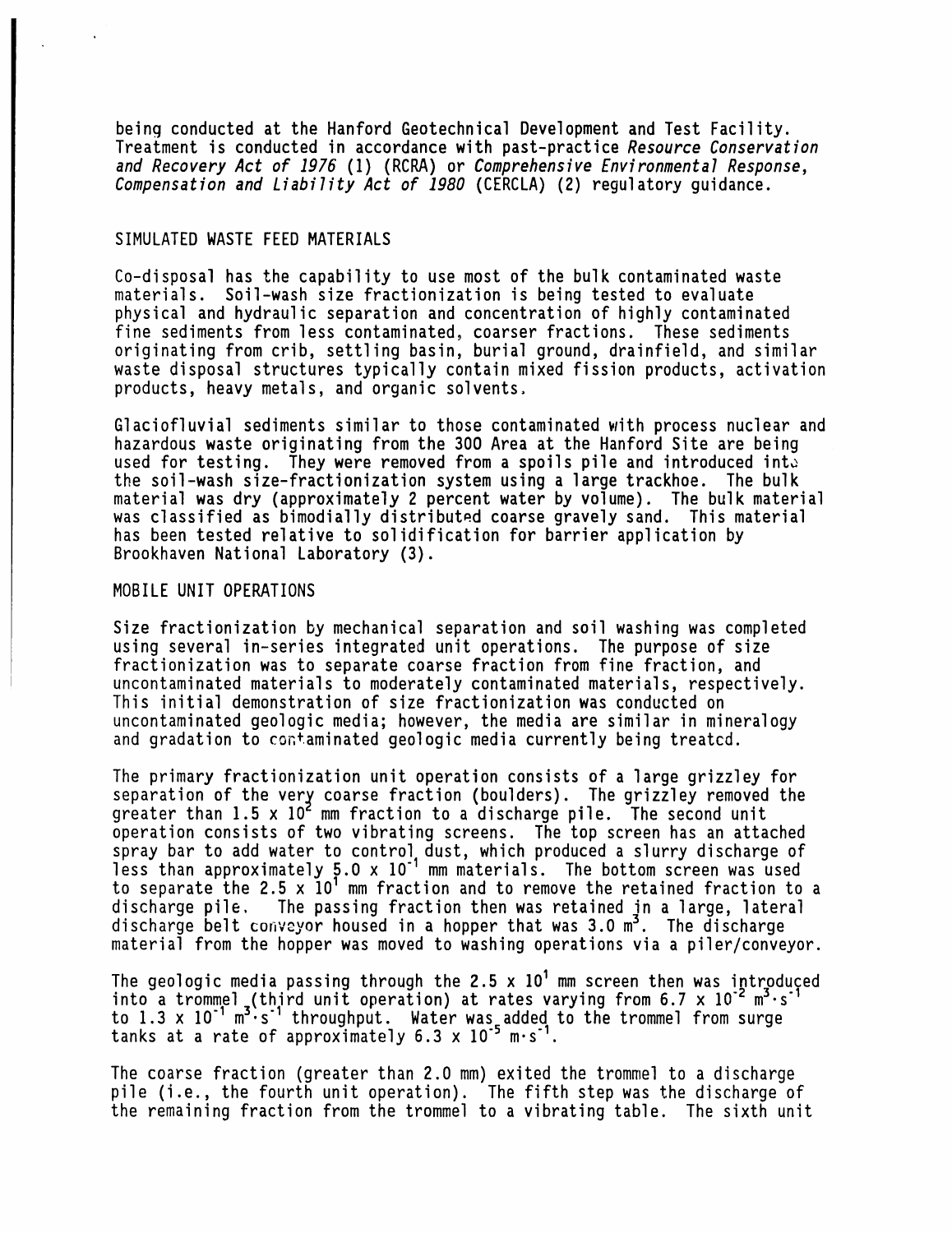being conducted at the Hanford Geotechnical Development and Test Facility. Treatment is conducted in accordance with past-practice *Resource Conservation and Recovery Act of 1976* (1) (RCRA) or *Comprehensive Environmental Response, Compensation and Liability Act of 1980* (CERCLA) (2) regulatory guidance.

## SIMULATED WASTE FEED MATERIALS

Co-disposal has the capability to use most of the bulk contaminated waste materials. Soil-wash size fractionization is being tested to evaluate physical and hydraulic separation and concentration of highly contaminated fine sediments from less contaminated, coarser fractions. These sediments originating from crib, settling basin, burial ground, drainfield, and similar waste disposal structures typically contain mixed fission products, activation products, heavy metals, and organic solvents.

Glaciofluvial sediments similar to those contaminated with process nuclear and hazardous waste originating from the 300 Area at the Hanford Site are being used for testing. They were removed from a spoils pile and introduced into the soil-wash size-fractionization system using a large trackhoe. The bulk material was dry (approximately 2 percent water by volume). The bulk material was classified as bimodially distributed coarse gravely sand. This material has been tested relative to solidification for barrier application by Brookhaven National Laboratory (3).

## MOBILE UNIT OPERATIONS

Size fractionization by mechanical separation and soil washing was completed using several in-series integrated unit operations. The purpose of size fractionization was to separate coarse fraction from fine fraction, and uncontaminated materials to moderately contaminated materials, respectively. This initial demonstration of size fractionization was conducted on uncontaminated geologic media; however, the media are similar in mineralogy and gradation to contaminated geologic media currently being treated.

The primary fractionization unit operation consists of a large grizzley for separation of the very coarse fraction (boulders). The grizzley removed the greater than $1.5 \times 10^2$ mm fraction to a discharge pile. The second unit operation consists of two vibrating screens. The top screen has an attached spray bar to add water to control dust, which produced a slurry discharge of less than approximately $5.0 \times 10^{-1}$ mm materials. The bottom screen was used to separate the $2.5 \times 10^1$ mm fraction and to remove the retained fraction to a discharge pile. The passing fraction then was retained in a large, lateral discharge belt conveyor housed in a hopper that was $3.0$ m$^3$. The discharge material from the hopper was moved to washing operations via a piler/conveyor.

The geologic media passing through the $2.5 \times 10^1$ mm screen then was introduced into a trommel (third unit operation) at rates varying from $6.7 \times 10^{-2}$ m$^3 \cdot$s$^{-1}$ to $1.3 \times 10^{-1}$ m$^3 \cdot$s$^{-1}$ throughput. Water was added to the trommel from surge tanks at a rate of approximately $6.3 \times 10^{-5}$ m$\cdot$s$^{-1}$.

The coarse fraction (greater than 2.0 mm) exited the trommel to a discharge pile (i.e., the fourth unit operation). The fifth step was the discharge of the remaining fraction from the trommel to a vibrating table. The sixth unit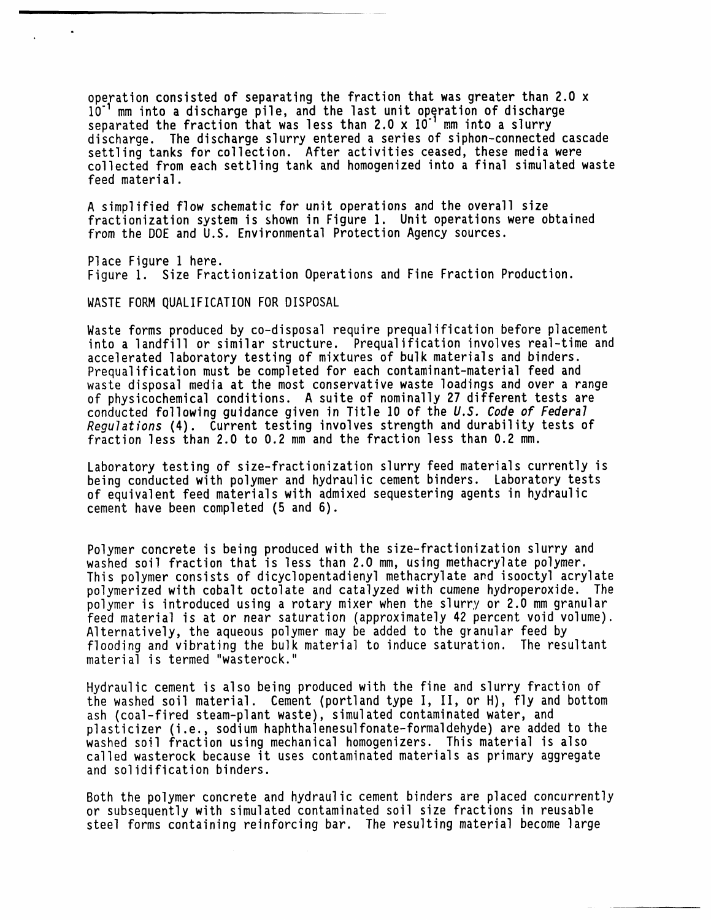operation consisted of separating the fraction that was greater than 2.0 x $10^{-1}$ mm into a discharge pile, and the last unit operation of discharge separated the fraction that was less than 2.0 x $10^{-1}$ mm into a slurry discharge. The discharge slurry entered a series of siphon-connected cascade settling tanks for collection. After activities ceased, these media were collected from each settling tank and homogenized into a final simulated waste feed material.

A simplified flow schematic for unit operations and the overall size fractionization system is shown in Figure 1. Unit operations were obtained from the DOE and U.S. Environmental Protection Agency sources.

Place Figure 1 here.
Figure 1. Size Fractionization Operations and Fine Fraction Production.

## WASTE FORM QUALIFICATION FOR DISPOSAL

Waste forms produced by co-disposal require prequalification before placement into a landfill or similar structure. Prequalification involves real-time and accelerated laboratory testing of mixtures of bulk materials and binders. Prequalification must be completed for each contaminant-material feed and waste disposal media at the most conservative waste loadings and over a range of physicochemical conditions. A suite of nominally 27 different tests are conducted following guidance given in Title 10 of the *U.S. Code of Federal Regulations* (4). Current testing involves strength and durability tests of fraction less than 2.0 to 0.2 mm and the fraction less than 0.2 mm.

Laboratory testing of size-fractionization slurry feed materials currently is being conducted with polymer and hydraulic cement binders. Laboratory tests of equivalent feed materials with admixed sequestering agents in hydraulic cement have been completed (5 and 6).

Polymer concrete is being produced with the size-fractionization slurry and washed soil fraction that is less than 2.0 mm, using methacrylate polymer. This polymer consists of dicyclopentadienyl methacrylate and isooctyl acrylate polymerized with cobalt octolate and catalyzed with cumene hydroperoxide. The polymer is introduced using a rotary mixer when the slurry or 2.0 mm granular feed material is at or near saturation (approximately 42 percent void volume). Alternatively, the aqueous polymer may be added to the granular feed by flooding and vibrating the bulk material to induce saturation. The resultant material is termed "wasterock."

Hydraulic cement is also being produced with the fine and slurry fraction of the washed soil material. Cement (portland type I, II, or H), fly and bottom ash (coal-fired steam-plant waste), simulated contaminated water, and plasticizer (i.e., sodium haphthalenesulfonate-formaldehyde) are added to the washed soil fraction using mechanical homogenizers. This material is also called wasterock because it uses contaminated materials as primary aggregate and solidification binders.

Both the polymer concrete and hydraulic cement binders are placed concurrently or subsequently with simulated contaminated soil size fractions in reusable steel forms containing reinforcing bar. The resulting material become large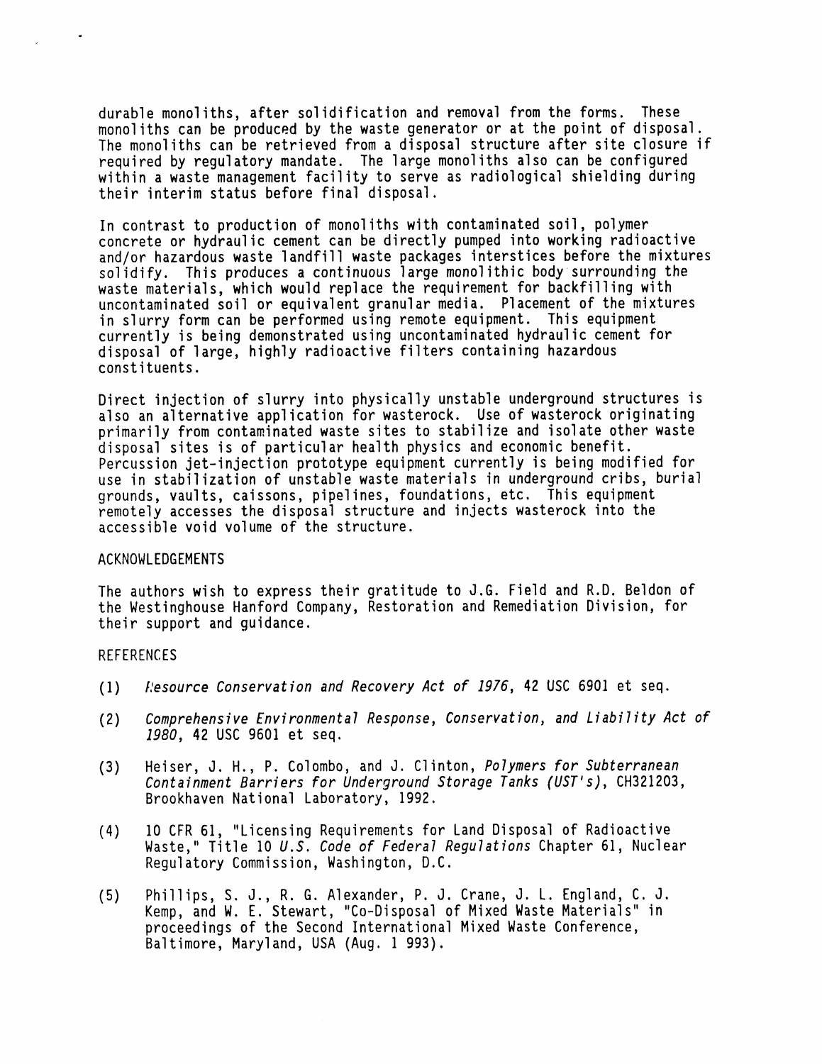durable monoliths, after solidification and removal from the forms. These monoliths can be produced by the waste generator or at the point of disposal. The monoliths can be retrieved from a disposal structure after site closure if required by regulatory mandate. The large monoliths also can be configured within a waste management facility to serve as radiological shielding during their interim status before final disposal.

In contrast to production of monoliths with contaminated soil, polymer concrete or hydraulic cement can be directly pumped into working radioactive and/or hazardous waste landfill waste packages interstices before the mixtures solidify. This produces a continuous large monolithic body surrounding the waste materials, which would replace the requirement for backfilling with uncontaminated soil or equivalent granular media. Placement of the mixtures in slurry form can be performed using remote equipment. This equipment currently is being demonstrated using uncontaminated hydraulic cement for disposal of large, highly radioactive filters containing hazardous constituents.

Direct injection of slurry into physically unstable underground structures is also an alternative application for wasterock. Use of wasterock originating primarily from contaminated waste sites to stabilize and isolate other waste disposal sites is of particular health physics and economic benefit. Percussion jet-injection prototype equipment currently is being modified for use in stabilization of unstable waste materials in underground cribs, burial grounds, vaults, caissons, pipelines, foundations, etc. This equipment remotely accesses the disposal structure and injects wasterock into the accessible void volume of the structure.

## ACKNOWLEDGEMENTS

The authors wish to express their gratitude to J.G. Field and R.D. Beldon of the Westinghouse Hanford Company, Restoration and Remediation Division, for their support and guidance.

## REFERENCES

(1) *Resource Conservation and Recovery Act of 1976*, 42 USC 6901 et seq.

(2) *Comprehensive Environmental Response, Conservation, and Liability Act of 1980*, 42 USC 9601 et seq.

(3) Heiser, J. H., P. Colombo, and J. Clinton, *Polymers for Subterranean Containment Barriers for Underground Storage Tanks (UST's)*, CH321203, Brookhaven National Laboratory, 1992.

(4) 10 CFR 61, "Licensing Requirements for Land Disposal of Radioactive Waste," Title 10 *U.S. Code of Federal Regulations* Chapter 61, Nuclear Regulatory Commission, Washington, D.C.

(5) Phillips, S. J., R. G. Alexander, P. J. Crane, J. L. England, C. J. Kemp, and W. E. Stewart, "Co-Disposal of Mixed Waste Materials" in proceedings of the Second International Mixed Waste Conference, Baltimore, Maryland, USA (Aug. 1 993).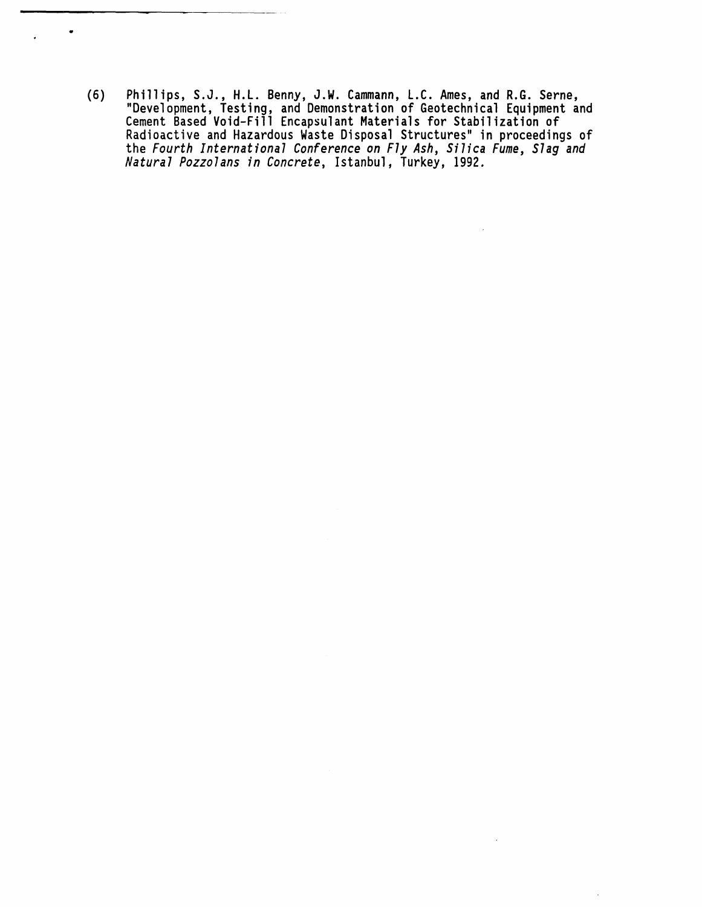(6) Phillips, S.J., H.L. Benny, J.W. Cammann, L.C. Ames, and R.G. Serne, "Development, Testing, and Demonstration of Geotechnical Equipment and Cement Based Void-Fill Encapsulant Materials for Stabilization of Radioactive and Hazardous Waste Disposal Structures" in proceedings of the *Fourth International Conference on Fly Ash, Silica Fume, Slag and Natural Pozzolans in Concrete*, Istanbul, Turkey, 1992.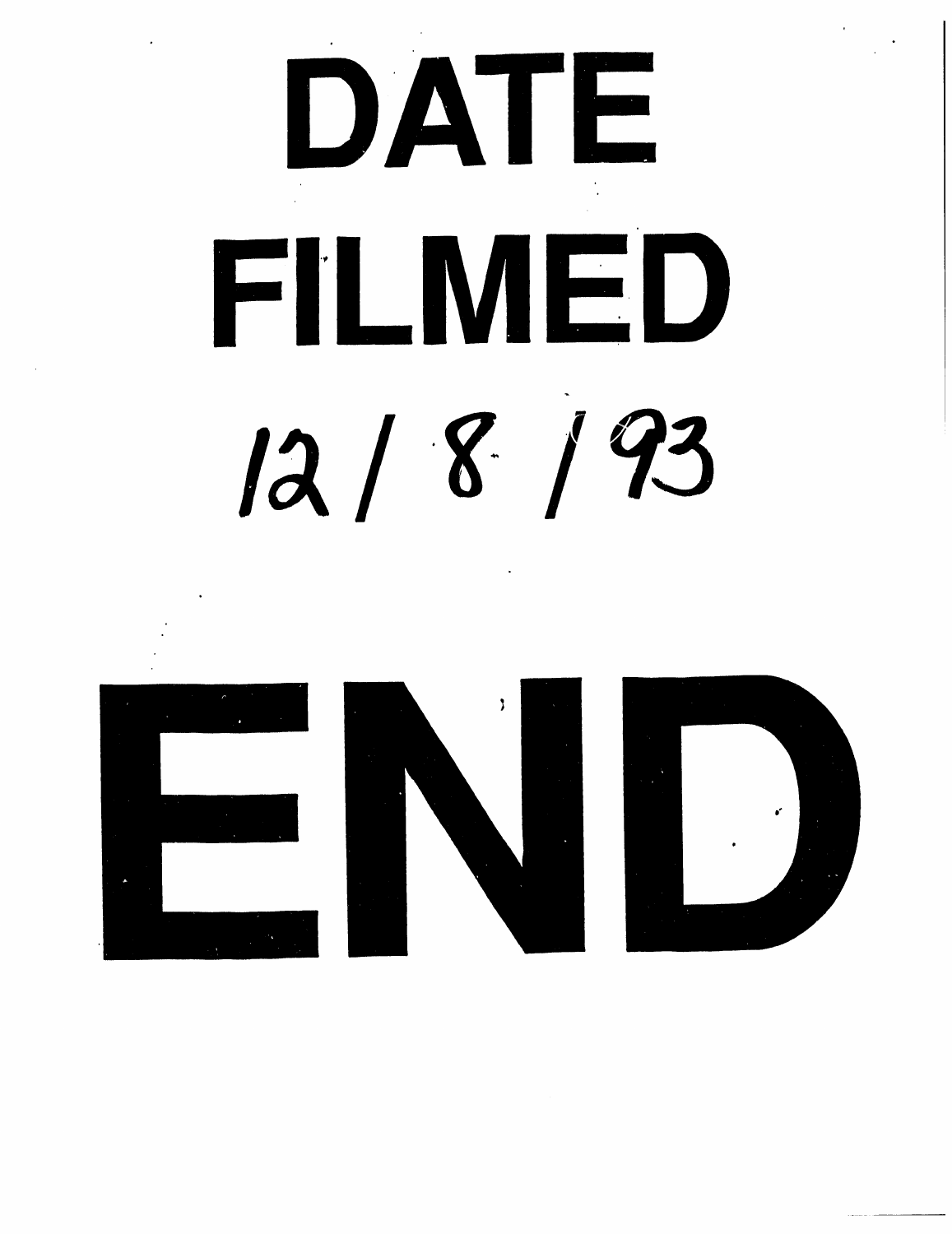# DATE FILMED

12 / 8 / 93

# END